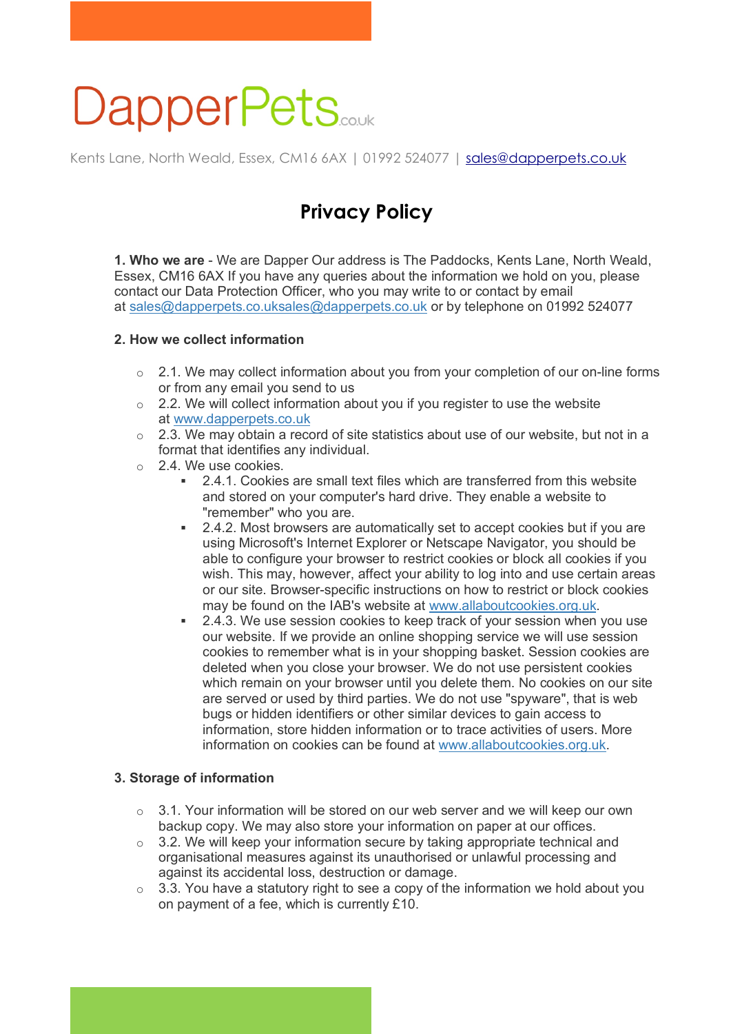# DapperPets.co.uk

Kents Lane, North Weald, Essex, CM16 6AX | 01992 524077 | sales@dapperpets.co.uk

## Privacy Policy

**1. Who we are** - We are Dapper Our address is The Paddocks, Kents Lane, North Weald, Essex, CM16 6AX If you have any queries about the information we hold on you, please contact our Data Protection Officer, who you may write to or contact by email at sales@dapperpets.co.uksales@dapperpets.co.uk or by telephone on 01992 524077

**2. How we collect information**

- 2.1. We may collect information about you from your completion of our on-line forms or from any email you send to us
- 2.2. We will collect information about you if you register to use the website at www.dapperpets.co.uk
- 2.3. We may obtain a record of site statistics about use of our website, but not in a format that identifies any individual.
- 2.4. We use cookies.
  - 2.4.1. Cookies are small text files which are transferred from this website and stored on your computer's hard drive. They enable a website to "remember" who you are.
  - 2.4.2. Most browsers are automatically set to accept cookies but if you are using Microsoft's Internet Explorer or Netscape Navigator, you should be able to configure your browser to restrict cookies or block all cookies if you wish. This may, however, affect your ability to log into and use certain areas or our site. Browser-specific instructions on how to restrict or block cookies may be found on the IAB's website at www.allaboutcookies.org.uk.
  - 2.4.3. We use session cookies to keep track of your session when you use our website. If we provide an online shopping service we will use session cookies to remember what is in your shopping basket. Session cookies are deleted when you close your browser. We do not use persistent cookies which remain on your browser until you delete them. No cookies on our site are served or used by third parties. We do not use "spyware", that is web bugs or hidden identifiers or other similar devices to gain access to information, store hidden information or to trace activities of users. More information on cookies can be found at www.allaboutcookies.org.uk.

**3. Storage of information**

- 3.1. Your information will be stored on our web server and we will keep our own backup copy. We may also store your information on paper at our offices.
- 3.2. We will keep your information secure by taking appropriate technical and organisational measures against its unauthorised or unlawful processing and against its accidental loss, destruction or damage.
- 3.3. You have a statutory right to see a copy of the information we hold about you on payment of a fee, which is currently £10.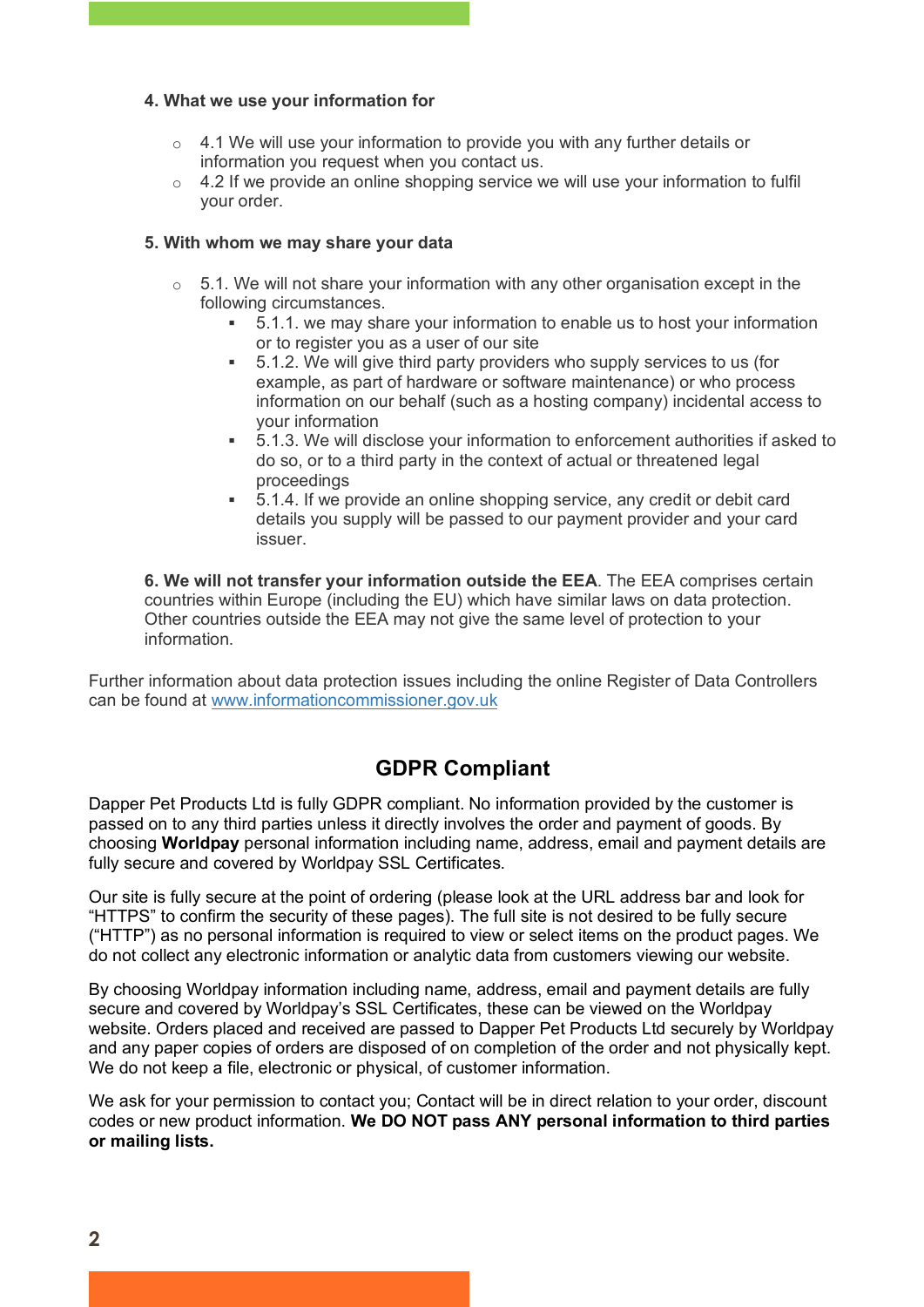**4. What we use your information for**

- 4.1 We will use your information to provide you with any further details or information you request when you contact us.
- 4.2 If we provide an online shopping service we will use your information to fulfil your order.

**5. With whom we may share your data**

- 5.1. We will not share your information with any other organisation except in the following circumstances.
  - 5.1.1. we may share your information to enable us to host your information or to register you as a user of our site
  - 5.1.2. We will give third party providers who supply services to us (for example, as part of hardware or software maintenance) or who process information on our behalf (such as a hosting company) incidental access to your information
  - 5.1.3. We will disclose your information to enforcement authorities if asked to do so, or to a third party in the context of actual or threatened legal proceedings
  - 5.1.4. If we provide an online shopping service, any credit or debit card details you supply will be passed to our payment provider and your card issuer.

**6. We will not transfer your information outside the EEA**. The EEA comprises certain countries within Europe (including the EU) which have similar laws on data protection. Other countries outside the EEA may not give the same level of protection to your information.

Further information about data protection issues including the online Register of Data Controllers can be found at [www.informationcommissioner.gov.uk](http://www.informationcommissioner.gov.uk)

## GDPR Compliant

Dapper Pet Products Ltd is fully GDPR compliant. No information provided by the customer is passed on to any third parties unless it directly involves the order and payment of goods. By choosing **Worldpay** personal information including name, address, email and payment details are fully secure and covered by Worldpay SSL Certificates.

Our site is fully secure at the point of ordering (please look at the URL address bar and look for "HTTPS" to confirm the security of these pages). The full site is not desired to be fully secure ("HTTP") as no personal information is required to view or select items on the product pages. We do not collect any electronic information or analytic data from customers viewing our website.

By choosing Worldpay information including name, address, email and payment details are fully secure and covered by Worldpay's SSL Certificates, these can be viewed on the Worldpay website. Orders placed and received are passed to Dapper Pet Products Ltd securely by Worldpay and any paper copies of orders are disposed of on completion of the order and not physically kept. We do not keep a file, electronic or physical, of customer information.

We ask for your permission to contact you; Contact will be in direct relation to your order, discount codes or new product information. **We DO NOT pass ANY personal information to third parties or mailing lists.**